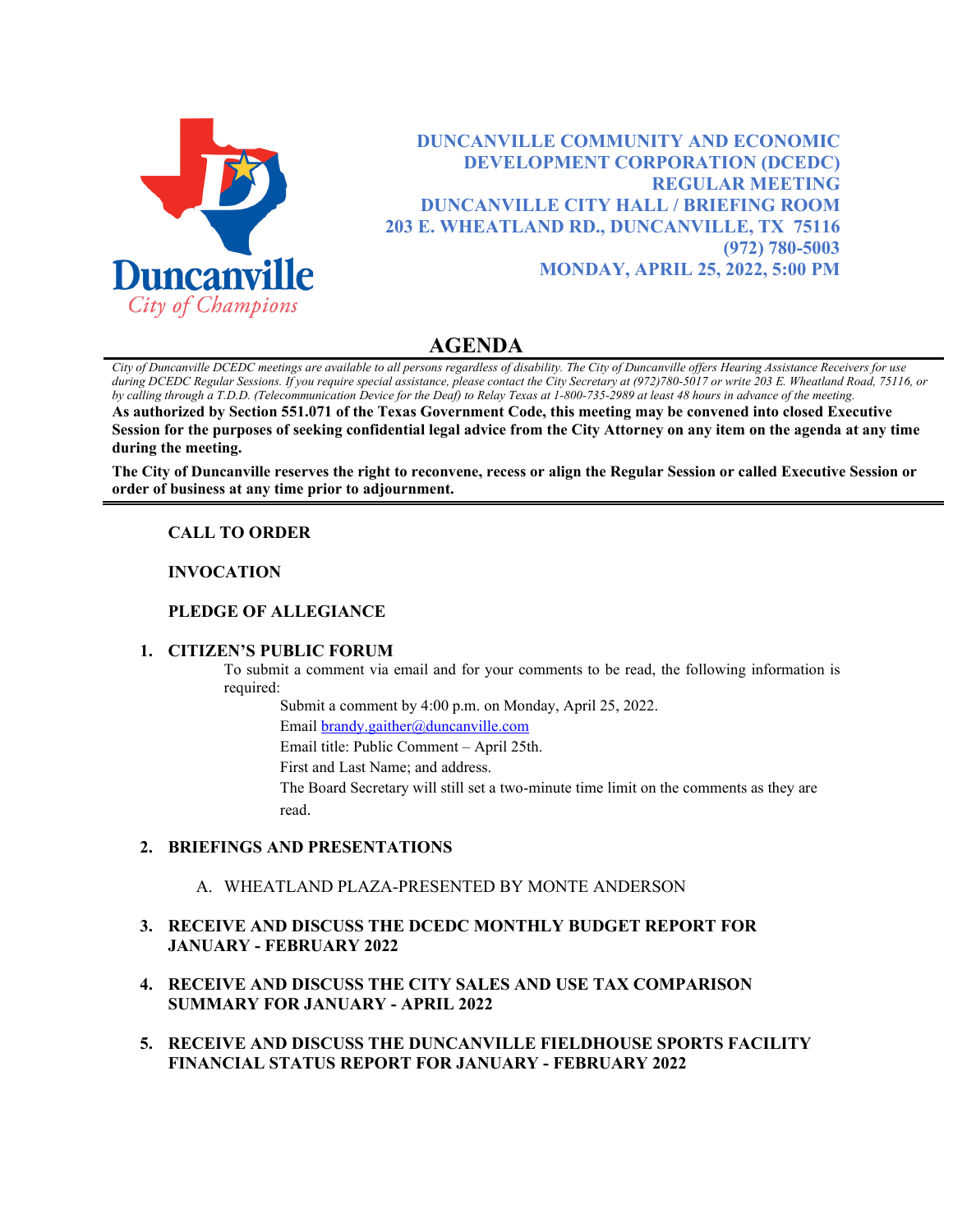**DUNCANVILLE COMMUNITY AND ECONOMIC DEVELOPMENT CORPORATION (DCEDC)**
**REGULAR MEETING**
**DUNCANVILLE CITY HALL / BRIEFING ROOM**
**203 E. WHEATLAND RD., DUNCANVILLE, TX 75116**
**(972) 780-5003**
**MONDAY, APRIL 25, 2022, 5:00 PM**

# AGENDA

*City of Duncanville DCEDC meetings are available to all persons regardless of disability. The City of Duncanville offers Hearing Assistance Receivers for use during DCEDC Regular Sessions. If you require special assistance, please contact the City Secretary at (972)780-5017 or write 203 E. Wheatland Road, 75116, or by calling through a T.D.D. (Telecommunication Device for the Deaf) to Relay Texas at 1-800-735-2989 at least 48 hours in advance of the meeting.*

**As authorized by Section 551.071 of the Texas Government Code, this meeting may be convened into closed Executive Session for the purposes of seeking confidential legal advice from the City Attorney on any item on the agenda at any time during the meeting.**

**The City of Duncanville reserves the right to reconvene, recess or align the Regular Session or called Executive Session or order of business at any time prior to adjournment.**

---

**CALL TO ORDER**

**INVOCATION**

**PLEDGE OF ALLEGIANCE**

1. **CITIZEN'S PUBLIC FORUM**

   To submit a comment via email and for your comments to be read, the following information is required:

   Submit a comment by 4:00 p.m. on Monday, April 25, 2022.
   Email brandy.gaither@duncanville.com
   Email title: Public Comment – April 25th.
   First and Last Name; and address.
   The Board Secretary will still set a two-minute time limit on the comments as they are read.

2. **BRIEFINGS AND PRESENTATIONS**

   A. WHEATLAND PLAZA-PRESENTED BY MONTE ANDERSON

3. **RECEIVE AND DISCUSS THE DCEDC MONTHLY BUDGET REPORT FOR JANUARY - FEBRUARY 2022**

4. **RECEIVE AND DISCUSS THE CITY SALES AND USE TAX COMPARISON SUMMARY FOR JANUARY - APRIL 2022**

5. **RECEIVE AND DISCUSS THE DUNCANVILLE FIELDHOUSE SPORTS FACILITY FINANCIAL STATUS REPORT FOR JANUARY - FEBRUARY 2022**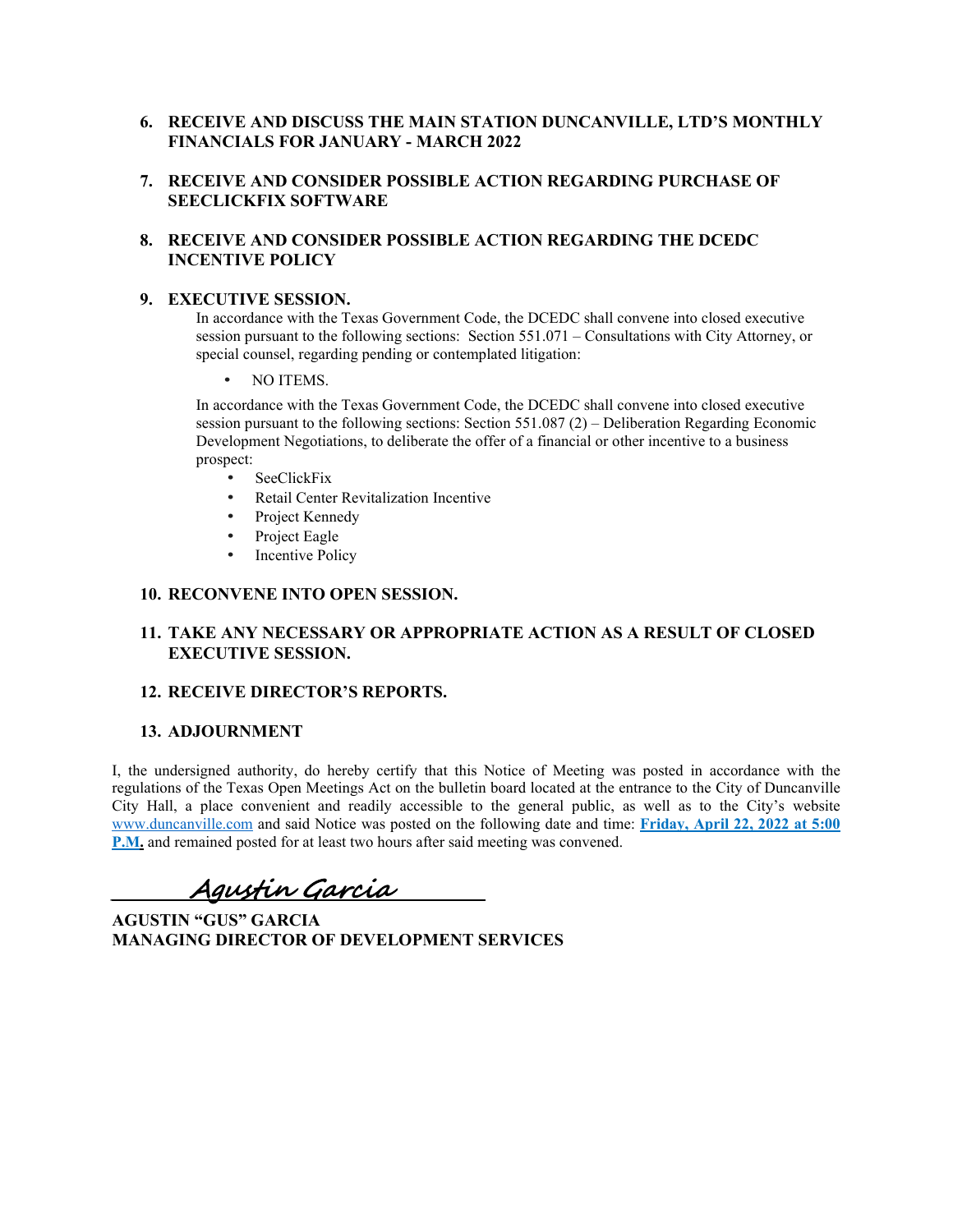6. **RECEIVE AND DISCUSS THE MAIN STATION DUNCANVILLE, LTD'S MONTHLY FINANCIALS FOR JANUARY - MARCH 2022**

7. **RECEIVE AND CONSIDER POSSIBLE ACTION REGARDING PURCHASE OF SEECLICKFIX SOFTWARE**

8. **RECEIVE AND CONSIDER POSSIBLE ACTION REGARDING THE DCEDC INCENTIVE POLICY**

9. **EXECUTIVE SESSION.**

   In accordance with the Texas Government Code, the DCEDC shall convene into closed executive session pursuant to the following sections: Section 551.071 – Consultations with City Attorney, or special counsel, regarding pending or contemplated litigation:

   - NO ITEMS.

   In accordance with the Texas Government Code, the DCEDC shall convene into closed executive session pursuant to the following sections: Section 551.087 (2) – Deliberation Regarding Economic Development Negotiations, to deliberate the offer of a financial or other incentive to a business prospect:

   - SeeClickFix
   - Retail Center Revitalization Incentive
   - Project Kennedy
   - Project Eagle
   - Incentive Policy

10. **RECONVENE INTO OPEN SESSION.**

11. **TAKE ANY NECESSARY OR APPROPRIATE ACTION AS A RESULT OF CLOSED EXECUTIVE SESSION.**

12. **RECEIVE DIRECTOR'S REPORTS.**

13. **ADJOURNMENT**

I, the undersigned authority, do hereby certify that this Notice of Meeting was posted in accordance with the regulations of the Texas Open Meetings Act on the bulletin board located at the entrance to the City of Duncanville City Hall, a place convenient and readily accessible to the general public, as well as to the City's website www.duncanville.com and said Notice was posted on the following date and time: **Friday, April 22, 2022 at 5:00 P.M.** and remained posted for at least two hours after said meeting was convened.

*Agustin Garcia*

**AGUSTIN "GUS" GARCIA**
**MANAGING DIRECTOR OF DEVELOPMENT SERVICES**